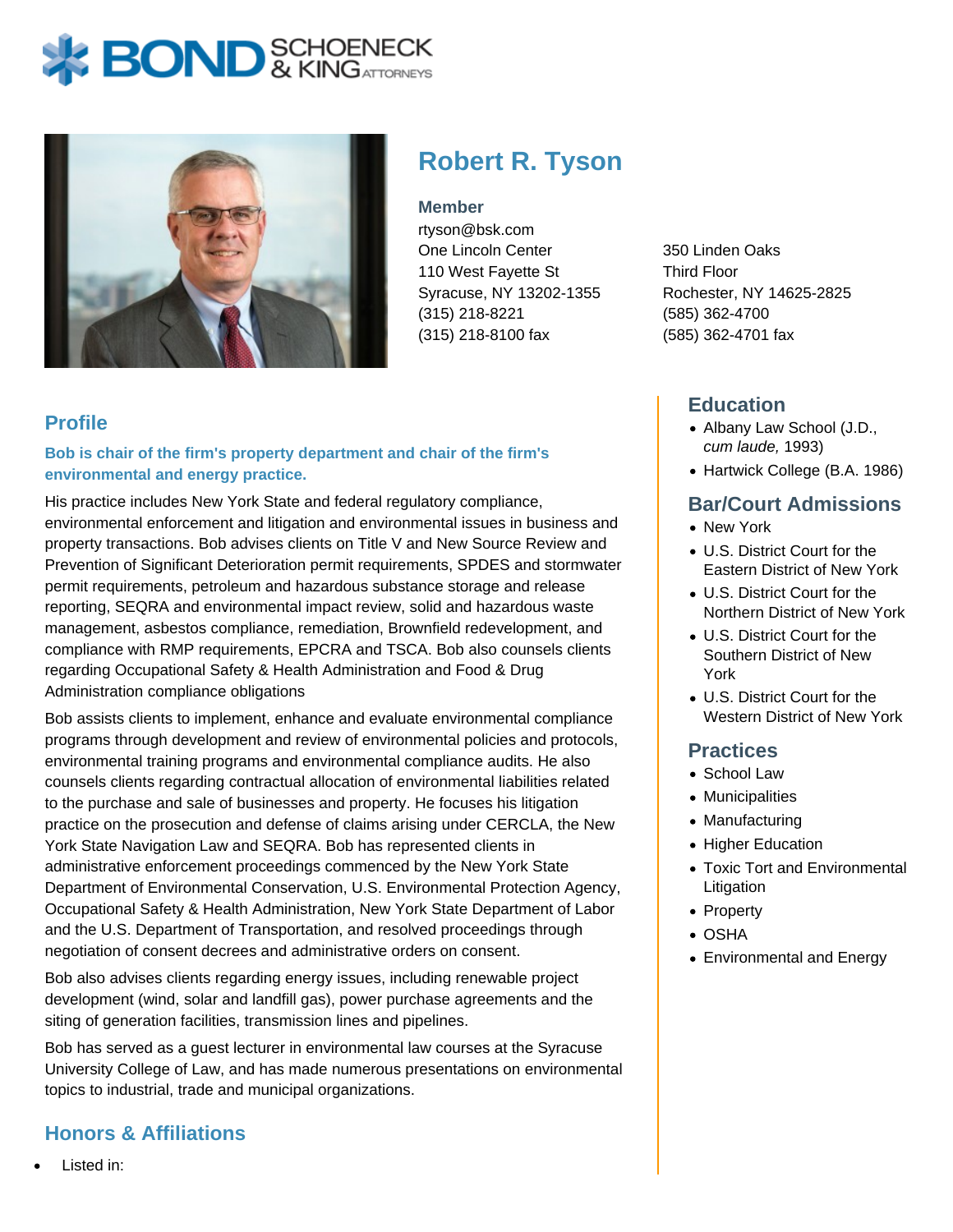# Robert R. Tyson

**Member**

rtyson@bsk.com

One Lincoln Center
110 West Fayette St
Syracuse, NY 13202-1355
(315) 218-8221
(315) 218-8100 fax

350 Linden Oaks
Third Floor
Rochester, NY 14625-2825
(585) 362-4700
(585) 362-4701 fax

## Profile

**Bob is chair of the firm's property department and chair of the firm's environmental and energy practice.**

His practice includes New York State and federal regulatory compliance, environmental enforcement and litigation and environmental issues in business and property transactions. Bob advises clients on Title V and New Source Review and Prevention of Significant Deterioration permit requirements, SPDES and stormwater permit requirements, petroleum and hazardous substance storage and release reporting, SEQRA and environmental impact review, solid and hazardous waste management, asbestos compliance, remediation, Brownfield redevelopment, and compliance with RMP requirements, EPCRA and TSCA. Bob also counsels clients regarding Occupational Safety & Health Administration and Food & Drug Administration compliance obligations

Bob assists clients to implement, enhance and evaluate environmental compliance programs through development and review of environmental policies and protocols, environmental training programs and environmental compliance audits. He also counsels clients regarding contractual allocation of environmental liabilities related to the purchase and sale of businesses and property. He focuses his litigation practice on the prosecution and defense of claims arising under CERCLA, the New York State Navigation Law and SEQRA. Bob has represented clients in administrative enforcement proceedings commenced by the New York State Department of Environmental Conservation, U.S. Environmental Protection Agency, Occupational Safety & Health Administration, New York State Department of Labor and the U.S. Department of Transportation, and resolved proceedings through negotiation of consent decrees and administrative orders on consent.

Bob also advises clients regarding energy issues, including renewable project development (wind, solar and landfill gas), power purchase agreements and the siting of generation facilities, transmission lines and pipelines.

Bob has served as a guest lecturer in environmental law courses at the Syracuse University College of Law, and has made numerous presentations on environmental topics to industrial, trade and municipal organizations.

## Honors & Affiliations

- Listed in:

## Education

- Albany Law School (J.D., *cum laude,* 1993)
- Hartwick College (B.A. 1986)

## Bar/Court Admissions

- New York
- U.S. District Court for the Eastern District of New York
- U.S. District Court for the Northern District of New York
- U.S. District Court for the Southern District of New York
- U.S. District Court for the Western District of New York

## Practices

- School Law
- Municipalities
- Manufacturing
- Higher Education
- Toxic Tort and Environmental Litigation
- Property
- OSHA
- Environmental and Energy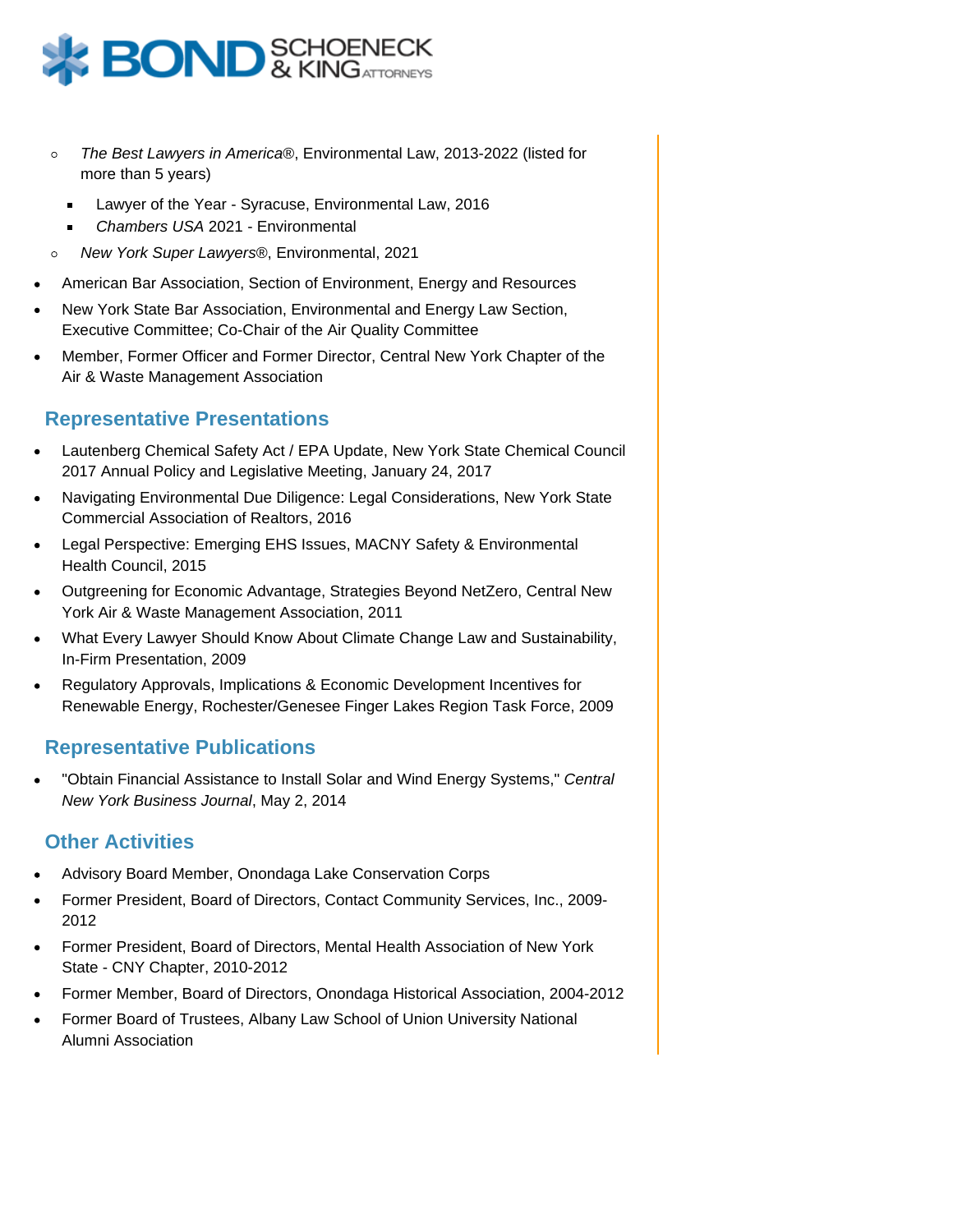- *The Best Lawyers in America*®, Environmental Law, 2013-2022 (listed for more than 5 years)
        - Lawyer of the Year - Syracuse, Environmental Law, 2016
        - *Chambers USA* 2021 - Environmental
    - *New York Super Lawyers*®, Environmental, 2021
- American Bar Association, Section of Environment, Energy and Resources
- New York State Bar Association, Environmental and Energy Law Section, Executive Committee; Co-Chair of the Air Quality Committee
- Member, Former Officer and Former Director, Central New York Chapter of the Air & Waste Management Association

## Representative Presentations

- Lautenberg Chemical Safety Act / EPA Update, New York State Chemical Council 2017 Annual Policy and Legislative Meeting, January 24, 2017
- Navigating Environmental Due Diligence: Legal Considerations, New York State Commercial Association of Realtors, 2016
- Legal Perspective: Emerging EHS Issues, MACNY Safety & Environmental Health Council, 2015
- Outgreening for Economic Advantage, Strategies Beyond NetZero, Central New York Air & Waste Management Association, 2011
- What Every Lawyer Should Know About Climate Change Law and Sustainability, In-Firm Presentation, 2009
- Regulatory Approvals, Implications & Economic Development Incentives for Renewable Energy, Rochester/Genesee Finger Lakes Region Task Force, 2009

## Representative Publications

- "Obtain Financial Assistance to Install Solar and Wind Energy Systems," *Central New York Business Journal*, May 2, 2014

## Other Activities

- Advisory Board Member, Onondaga Lake Conservation Corps
- Former President, Board of Directors, Contact Community Services, Inc., 2009-2012
- Former President, Board of Directors, Mental Health Association of New York State - CNY Chapter, 2010-2012
- Former Member, Board of Directors, Onondaga Historical Association, 2004-2012
- Former Board of Trustees, Albany Law School of Union University National Alumni Association